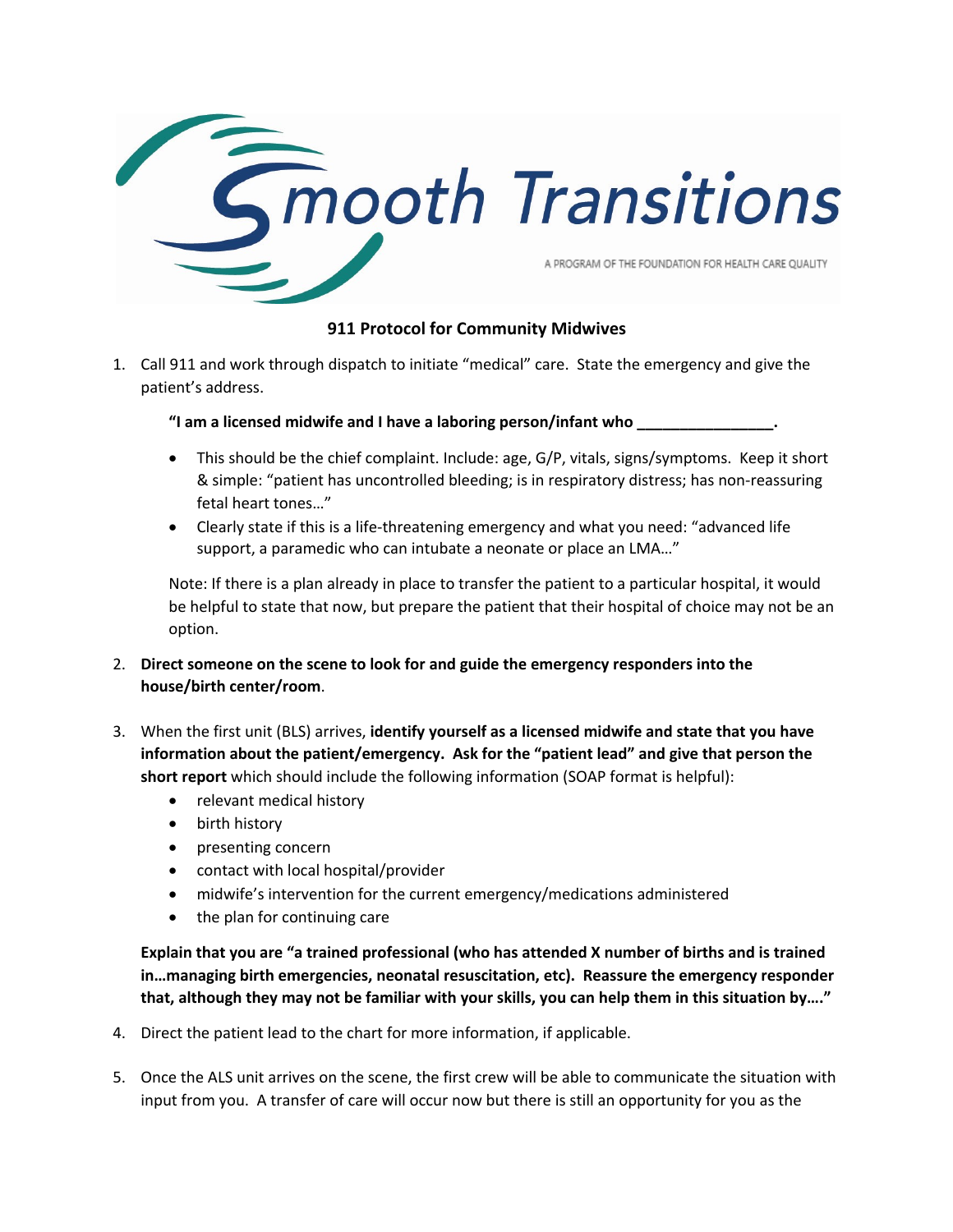Smooth Transitions

A PROGRAM OF THE FOUNDATION FOR HEALTH CARE QUALITY

## 911 Protocol for Community Midwives

1. Call 911 and work through dispatch to initiate "medical" care. State the emergency and give the patient's address.

   **"I am a licensed midwife and I have a laboring person/infant who ________________.**

   - This should be the chief complaint. Include: age, G/P, vitals, signs/symptoms. Keep it short & simple: "patient has uncontrolled bleeding; is in respiratory distress; has non-reassuring fetal heart tones…"
   - Clearly state if this is a life-threatening emergency and what you need: "advanced life support, a paramedic who can intubate a neonate or place an LMA…"

   Note: If there is a plan already in place to transfer the patient to a particular hospital, it would be helpful to state that now, but prepare the patient that their hospital of choice may not be an option.

2. **Direct someone on the scene to look for and guide the emergency responders into the house/birth center/room**.

3. When the first unit (BLS) arrives, **identify yourself as a licensed midwife and state that you have information about the patient/emergency. Ask for the "patient lead" and give that person the short report** which should include the following information (SOAP format is helpful):
   - relevant medical history
   - birth history
   - presenting concern
   - contact with local hospital/provider
   - midwife's intervention for the current emergency/medications administered
   - the plan for continuing care

   **Explain that you are "a trained professional (who has attended X number of births and is trained in…managing birth emergencies, neonatal resuscitation, etc). Reassure the emergency responder that, although they may not be familiar with your skills, you can help them in this situation by…."**

4. Direct the patient lead to the chart for more information, if applicable.

5. Once the ALS unit arrives on the scene, the first crew will be able to communicate the situation with input from you. A transfer of care will occur now but there is still an opportunity for you as the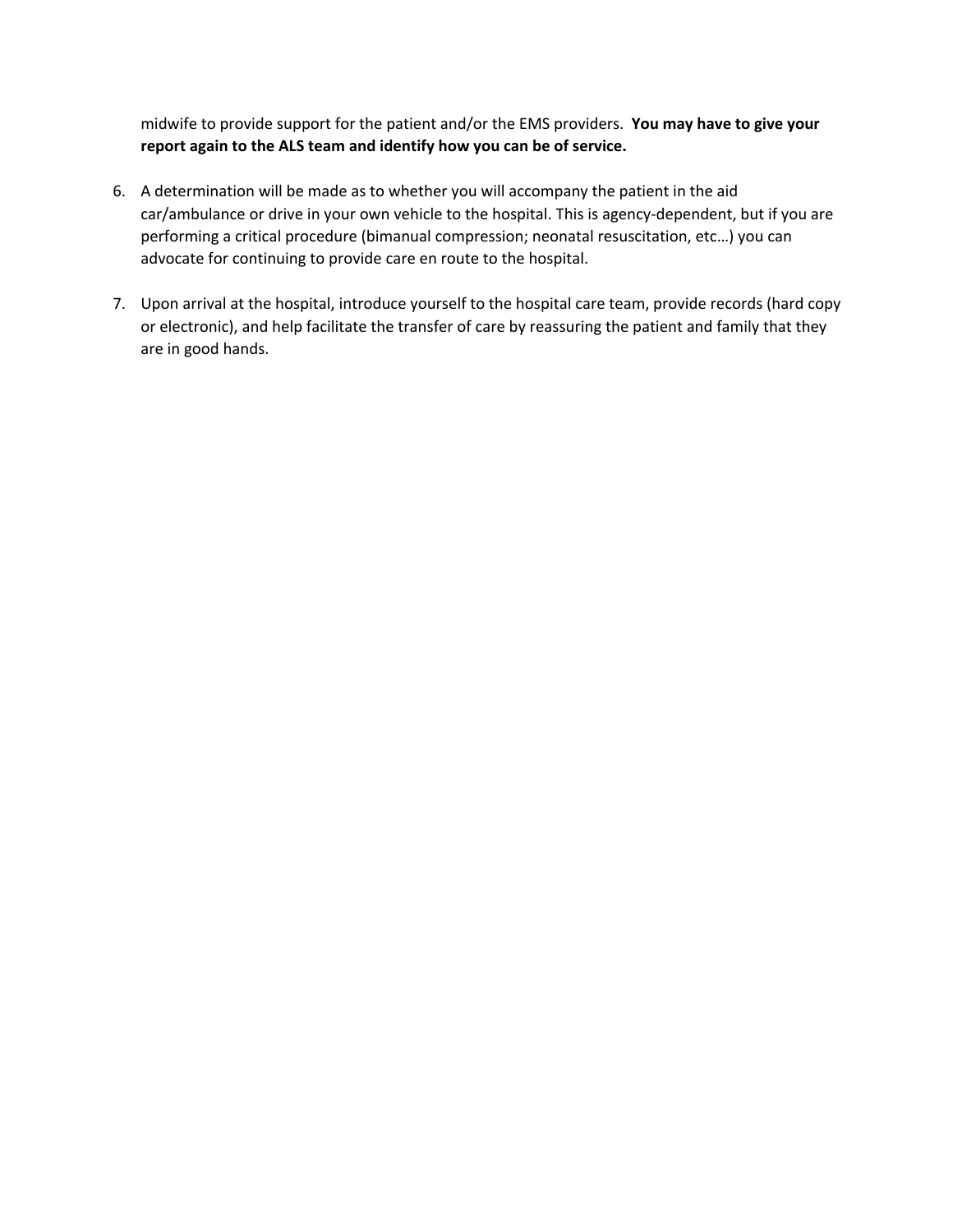midwife to provide support for the patient and/or the EMS providers. **You may have to give your report again to the ALS team and identify how you can be of service.**

6. A determination will be made as to whether you will accompany the patient in the aid car/ambulance or drive in your own vehicle to the hospital. This is agency-dependent, but if you are performing a critical procedure (bimanual compression; neonatal resuscitation, etc…) you can advocate for continuing to provide care en route to the hospital.

7. Upon arrival at the hospital, introduce yourself to the hospital care team, provide records (hard copy or electronic), and help facilitate the transfer of care by reassuring the patient and family that they are in good hands.